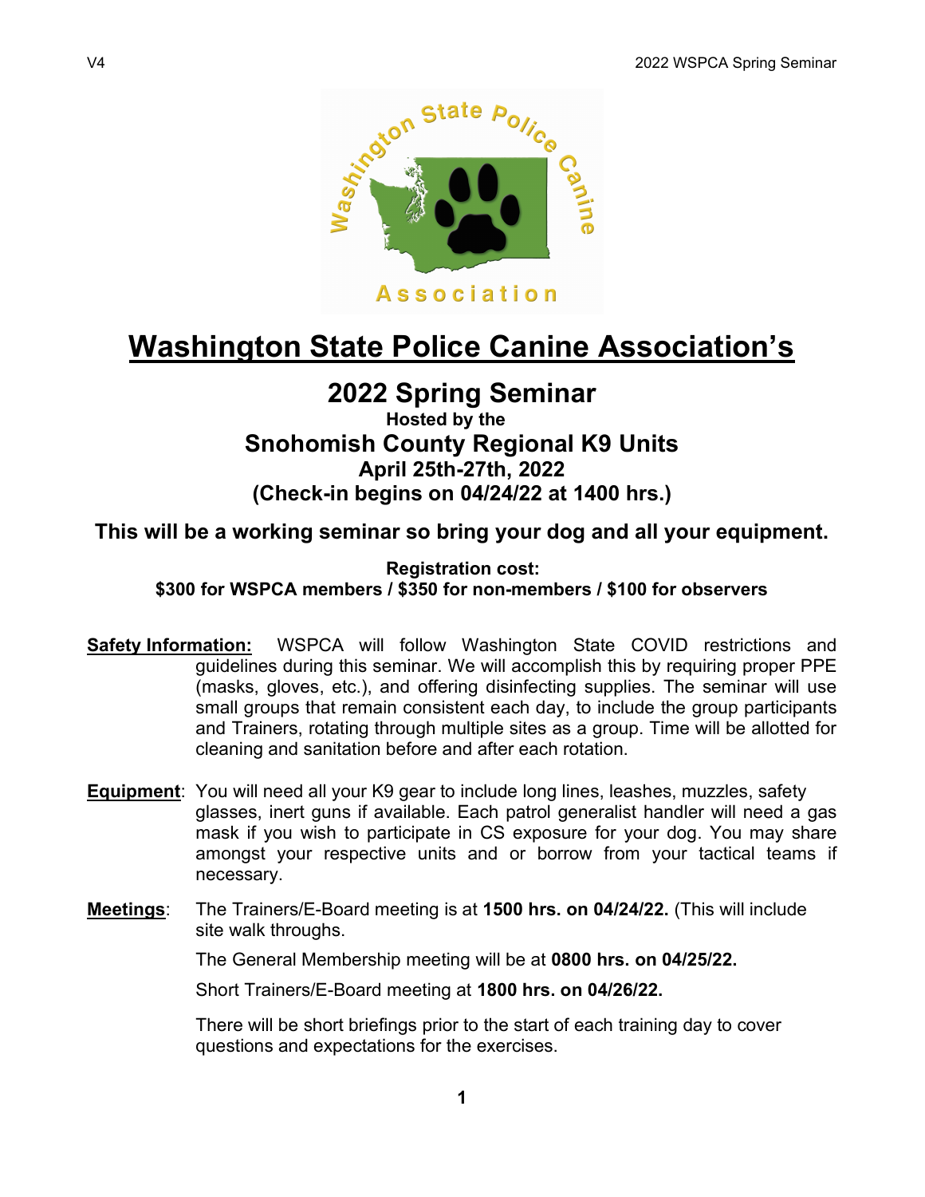# Washington State Police Canine Association's

## 2022 Spring Seminar

**Hosted by the**

### Snohomish County Regional K9 Units

**April 25th-27th, 2022**

**(Check-in begins on 04/24/22 at 1400 hrs.)**

**This will be a working seminar so bring your dog and all your equipment.**

**Registration cost:**
**$300 for WSPCA members / $350 for non-members / $100 for observers**

**Safety Information:** WSPCA will follow Washington State COVID restrictions and guidelines during this seminar. We will accomplish this by requiring proper PPE (masks, gloves, etc.), and offering disinfecting supplies. The seminar will use small groups that remain consistent each day, to include the group participants and Trainers, rotating through multiple sites as a group. Time will be allotted for cleaning and sanitation before and after each rotation.

**Equipment**: You will need all your K9 gear to include long lines, leashes, muzzles, safety glasses, inert guns if available. Each patrol generalist handler will need a gas mask if you wish to participate in CS exposure for your dog. You may share amongst your respective units and or borrow from your tactical teams if necessary.

**Meetings**: The Trainers/E-Board meeting is at **1500 hrs. on 04/24/22.** (This will include site walk throughs.

The General Membership meeting will be at **0800 hrs. on 04/25/22.**

Short Trainers/E-Board meeting at **1800 hrs. on 04/26/22.**

There will be short briefings prior to the start of each training day to cover questions and expectations for the exercises.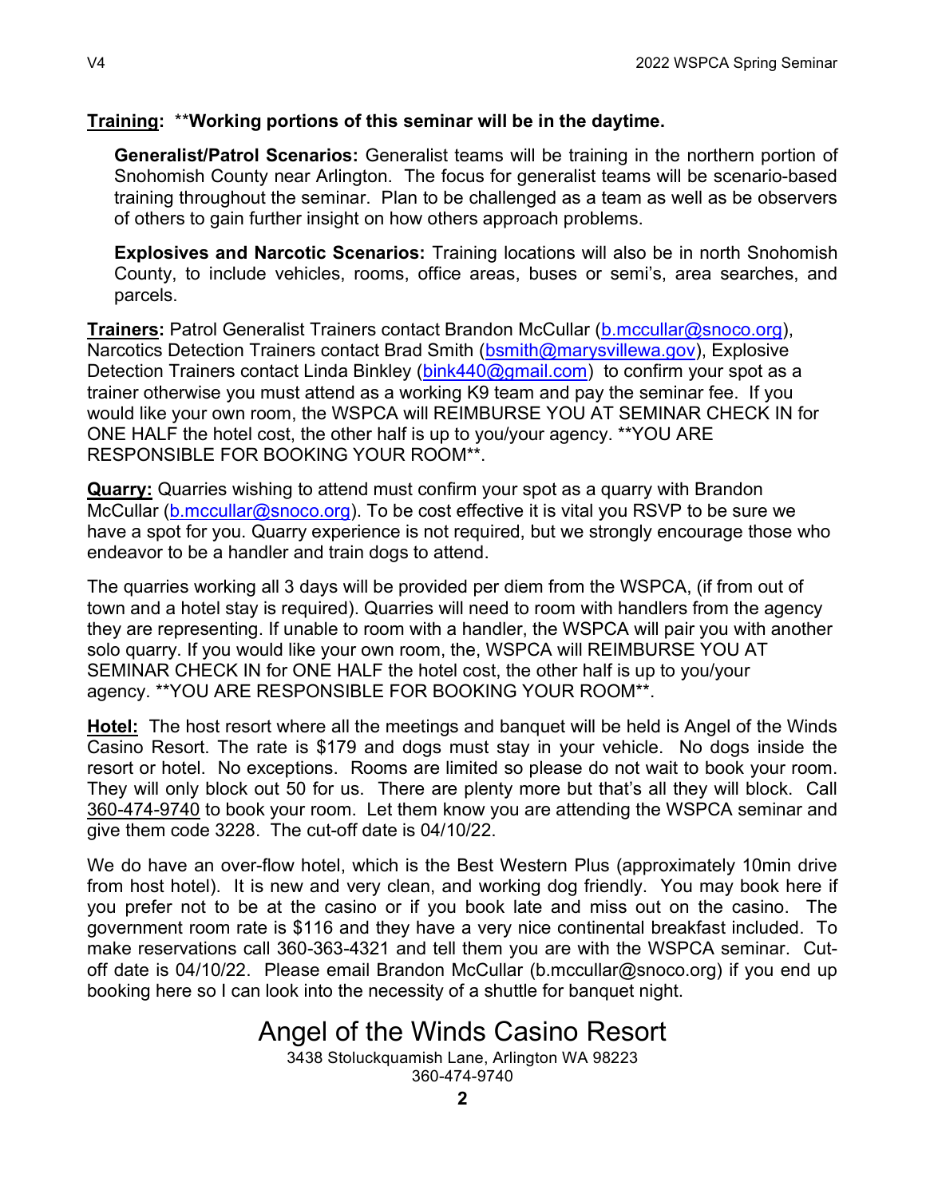**Training:** ***Working portions of this seminar will be in the daytime.**

**Generalist/Patrol Scenarios:** Generalist teams will be training in the northern portion of Snohomish County near Arlington. The focus for generalist teams will be scenario-based training throughout the seminar. Plan to be challenged as a team as well as be observers of others to gain further insight on how others approach problems.

**Explosives and Narcotic Scenarios:** Training locations will also be in north Snohomish County, to include vehicles, rooms, office areas, buses or semi's, area searches, and parcels.

**Trainers:** Patrol Generalist Trainers contact Brandon McCullar (b.mccullar@snoco.org), Narcotics Detection Trainers contact Brad Smith (bsmith@marysvillewa.gov), Explosive Detection Trainers contact Linda Binkley (bink440@gmail.com) to confirm your spot as a trainer otherwise you must attend as a working K9 team and pay the seminar fee. If you would like your own room, the WSPCA will REIMBURSE YOU AT SEMINAR CHECK IN for ONE HALF the hotel cost, the other half is up to you/your agency. **YOU ARE RESPONSIBLE FOR BOOKING YOUR ROOM**.

**Quarry:** Quarries wishing to attend must confirm your spot as a quarry with Brandon McCullar (b.mccullar@snoco.org). To be cost effective it is vital you RSVP to be sure we have a spot for you. Quarry experience is not required, but we strongly encourage those who endeavor to be a handler and train dogs to attend.

The quarries working all 3 days will be provided per diem from the WSPCA, (if from out of town and a hotel stay is required). Quarries will need to room with handlers from the agency they are representing. If unable to room with a handler, the WSPCA will pair you with another solo quarry. If you would like your own room, the, WSPCA will REIMBURSE YOU AT SEMINAR CHECK IN for ONE HALF the hotel cost, the other half is up to you/your agency. **YOU ARE RESPONSIBLE FOR BOOKING YOUR ROOM**.

**Hotel:** The host resort where all the meetings and banquet will be held is Angel of the Winds Casino Resort. The rate is $179 and dogs must stay in your vehicle. No dogs inside the resort or hotel. No exceptions. Rooms are limited so please do not wait to book your room. They will only block out 50 for us. There are plenty more but that's all they will block. Call 360-474-9740 to book your room. Let them know you are attending the WSPCA seminar and give them code 3228. The cut-off date is 04/10/22.

We do have an over-flow hotel, which is the Best Western Plus (approximately 10min drive from host hotel). It is new and very clean, and working dog friendly. You may book here if you prefer not to be at the casino or if you book late and miss out on the casino. The government room rate is $116 and they have a very nice continental breakfast included. To make reservations call 360-363-4321 and tell them you are with the WSPCA seminar. Cut-off date is 04/10/22. Please email Brandon McCullar (b.mccullar@snoco.org) if you end up booking here so I can look into the necessity of a shuttle for banquet night.

## Angel of the Winds Casino Resort

3438 Stoluckquamish Lane, Arlington WA 98223
360-474-9740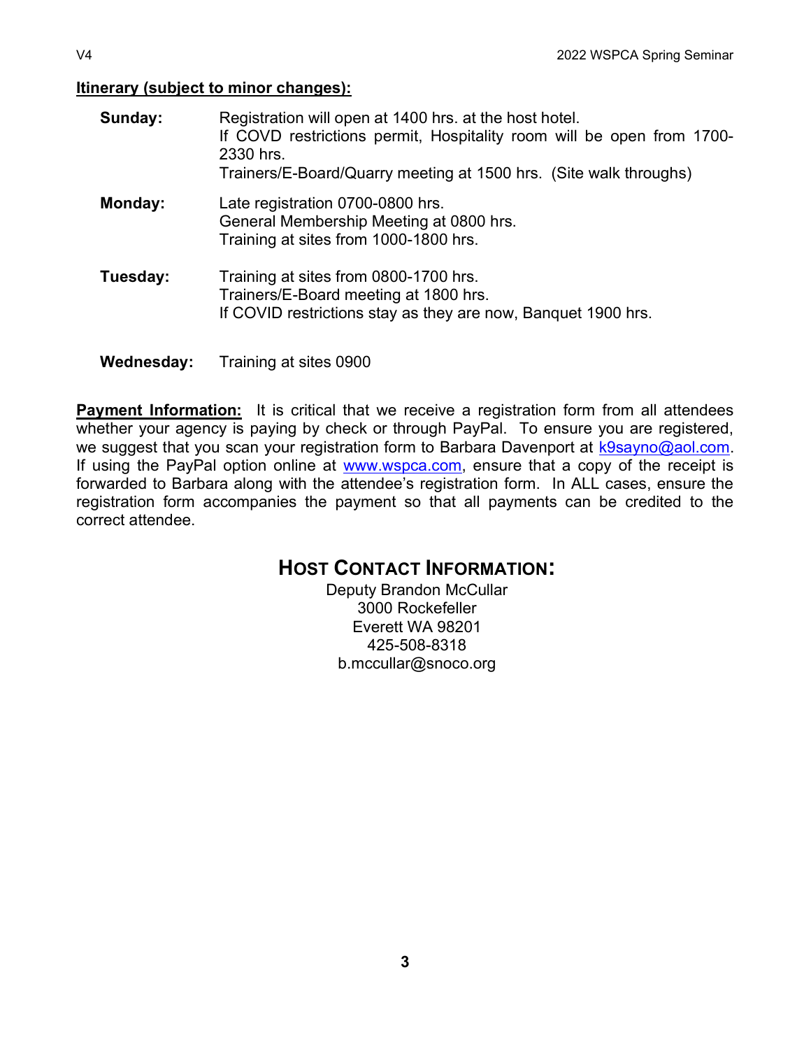**Itinerary (subject to minor changes):**

**Sunday:** Registration will open at 1400 hrs. at the host hotel.
If COVD restrictions permit, Hospitality room will be open from 1700-2330 hrs.
Trainers/E-Board/Quarry meeting at 1500 hrs. (Site walk throughs)

**Monday:** Late registration 0700-0800 hrs.
General Membership Meeting at 0800 hrs.
Training at sites from 1000-1800 hrs.

**Tuesday:** Training at sites from 0800-1700 hrs.
Trainers/E-Board meeting at 1800 hrs.
If COVID restrictions stay as they are now, Banquet 1900 hrs.

**Wednesday:** Training at sites 0900

**Payment Information:** It is critical that we receive a registration form from all attendees whether your agency is paying by check or through PayPal. To ensure you are registered, we suggest that you scan your registration form to Barbara Davenport at k9sayno@aol.com. If using the PayPal option online at www.wspca.com, ensure that a copy of the receipt is forwarded to Barbara along with the attendee's registration form. In ALL cases, ensure the registration form accompanies the payment so that all payments can be credited to the correct attendee.

## HOST CONTACT INFORMATION:

Deputy Brandon McCullar
3000 Rockefeller
Everett WA 98201
425-508-8318
b.mccullar@snoco.org